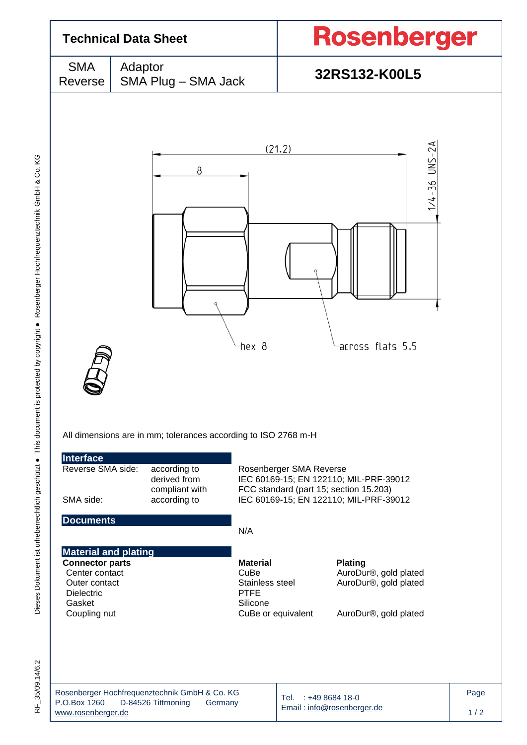# Technical Data Sheet

**Rosenberger**

| SMA Reverse | Adaptor SMA Plug – SMA Jack | **32RS132-K00L5** |
|---|---|---|

(21.2)

8

1/4-36 UNS-2A

hex 8

across flats 5.5

All dimensions are in mm; tolerances according to ISO 2768 m-H

## Interface

| | | |
|---|---|---|
| Reverse SMA side: | according to | Rosenberger SMA Reverse |
| | derived from | IEC 60169-15; EN 122110; MIL-PRF-39012 |
| | compliant with | FCC standard (part 15; section 15.203) |
| SMA side: | according to | IEC 60169-15; EN 122110; MIL-PRF-39012 |

## Documents

N/A

## Material and plating

| **Connector parts** | **Material** | **Plating** |
|---|---|---|
| Center contact | CuBe | AuroDur®, gold plated |
| Outer contact | Stainless steel | AuroDur®, gold plated |
| Dielectric | PTFE | |
| Gasket | Silicone | |
| Coupling nut | CuBe or equivalent | AuroDur®, gold plated |

Rosenberger Hochfrequenztechnik GmbH & Co. KG
P.O.Box 1260 D-84526 Tittmoning Germany
www.rosenberger.de

Tel. : +49 8684 18-0
Email : info@rosenberger.de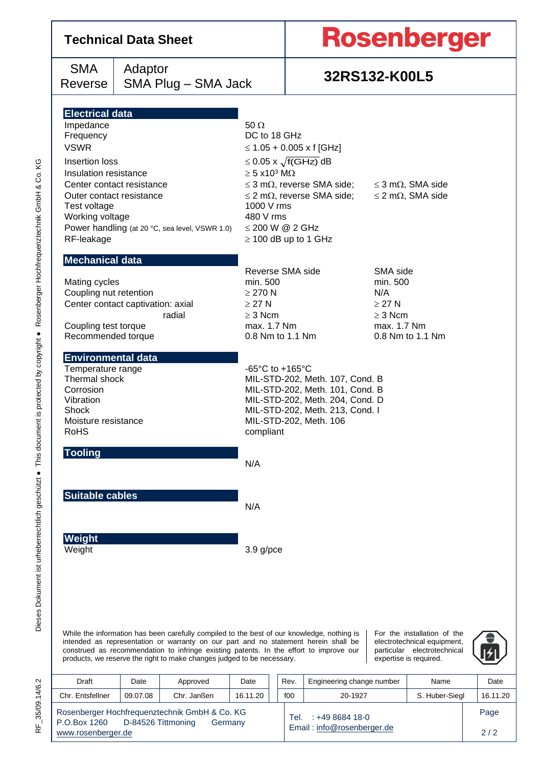# Technical Data Sheet

**Rosenberger**

| SMA Reverse | Adaptor SMA Plug – SMA Jack | **32RS132-K00L5** |
|---|---|---|

## Electrical data

| | | |
|---|---|---|
| Impedance | 50 Ω | |
| Frequency | DC to 18 GHz | |
| VSWR | ≤ 1.05 + 0.005 x f [GHz] | |
| Insertion loss | ≤ 0.05 x $\sqrt{f(GHz)}$ dB | |
| Insulation resistance | ≥ 5 x10³ MΩ | |
| Center contact resistance | ≤ 3 mΩ, reverse SMA side; | ≤ 3 mΩ, SMA side |
| Outer contact resistance | ≤ 2 mΩ, reverse SMA side; | ≤ 2 mΩ, SMA side |
| Test voltage | 1000 V rms | |
| Working voltage | 480 V rms | |
| Power handling (at 20 °C, sea level, VSWR 1.0) | ≤ 200 W @ 2 GHz | |
| RF-leakage | ≥ 100 dB up to 1 GHz | |

## Mechanical data

| | Reverse SMA side | SMA side |
|---|---|---|
| Mating cycles | min. 500 | min. 500 |
| Coupling nut retention | ≥ 270 N | N/A |
| Center contact captivation: axial | ≥ 27 N | ≥ 27 N |
| radial | ≥ 3 Ncm | ≥ 3 Ncm |
| Coupling test torque | max. 1.7 Nm | max. 1.7 Nm |
| Recommended torque | 0.8 Nm to 1.1 Nm | 0.8 Nm to 1.1 Nm |

## Environmental data

| | |
|---|---|
| Temperature range | -65°C to +165°C |
| Thermal shock | MIL-STD-202, Meth. 107, Cond. B |
| Corrosion | MIL-STD-202, Meth. 101, Cond. B |
| Vibration | MIL-STD-202, Meth. 204, Cond. D |
| Shock | MIL-STD-202, Meth. 213, Cond. I |
| Moisture resistance | MIL-STD-202, Meth. 106 |
| RoHS | compliant |

## Tooling

N/A

## Suitable cables

N/A

## Weight

| | |
|---|---|
| Weight | 3.9 g/pce |

While the information has been carefully compiled to the best of our knowledge, nothing is intended as representation or warranty on our part and no statement herein shall be construed as recommendation to infringe existing patents. In the effort to improve our products, we reserve the right to make changes judged to be necessary.

For the installation of the electrotechnical equipment, particular electrotechnical expertise is required.

| Draft | Date | Approved | Date | Rev. | Engineering change number | Name | Date |
|---|---|---|---|---|---|---|---|
| Chr. Entsfellner | 09.07.08 | Chr. Janßen | 16.11.20 | f00 | 20-1927 | S. Huber-Siegl | 16.11.20 |

Rosenberger Hochfrequenztechnik GmbH & Co. KG
P.O.Box 1260 D-84526 Tittmoning Germany
www.rosenberger.de

Tel. : +49 8684 18-0
Email : info@rosenberger.de

Dieses Dokument ist urheberrechtlich geschützt ● This document is protected by copyright ● Rosenberger Hochfrequenztechnik GmbH & Co. KG

RF_35/09.14/6.2